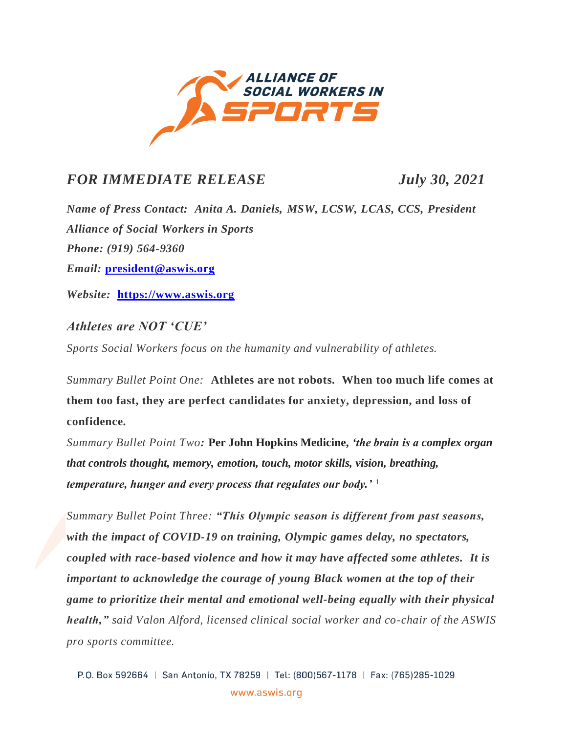**ALLIANCE OF SOCIAL WORKERS IN SPORTS**

***FOR IMMEDIATE RELEASE*** ***July 30, 2021***

***Name of Press Contact: Anita A. Daniels, MSW, LCSW, LCAS, CCS, President***
***Alliance of Social Workers in Sports***
***Phone: (919) 564-9360***
***Email:*** **[president@aswis.org](mailto:president@aswis.org)**

***Website:*** **[https://www.aswis.org](https://www.aswis.org)**

## *Athletes are NOT 'CUE'*

*Sports Social Workers focus on the humanity and vulnerability of athletes.*

*Summary Bullet Point One:* **Athletes are not robots. When too much life comes at them too fast, they are perfect candidates for anxiety, depression, and loss of confidence.**

*Summary Bullet Point Two:* **Per John Hopkins Medicine, *'the brain is a complex organ that controls thought, memory, emotion, touch, motor skills, vision, breathing, temperature, hunger and every process that regulates our body.'*** [1]

*Summary Bullet Point Three:* ***"This Olympic season is different from past seasons, with the impact of COVID-19 on training, Olympic games delay, no spectators, coupled with race-based violence and how it may have affected some athletes. It is important to acknowledge the courage of young Black women at the top of their game to prioritize their mental and emotional well-being equally with their physical health,"*** *said Valon Alford, licensed clinical social worker and co-chair of the ASWIS pro sports committee.*

P.O. Box 592664 | San Antonio, TX 78259 | Tel: (800)567-1178 | Fax: (765)285-1029
www.aswis.org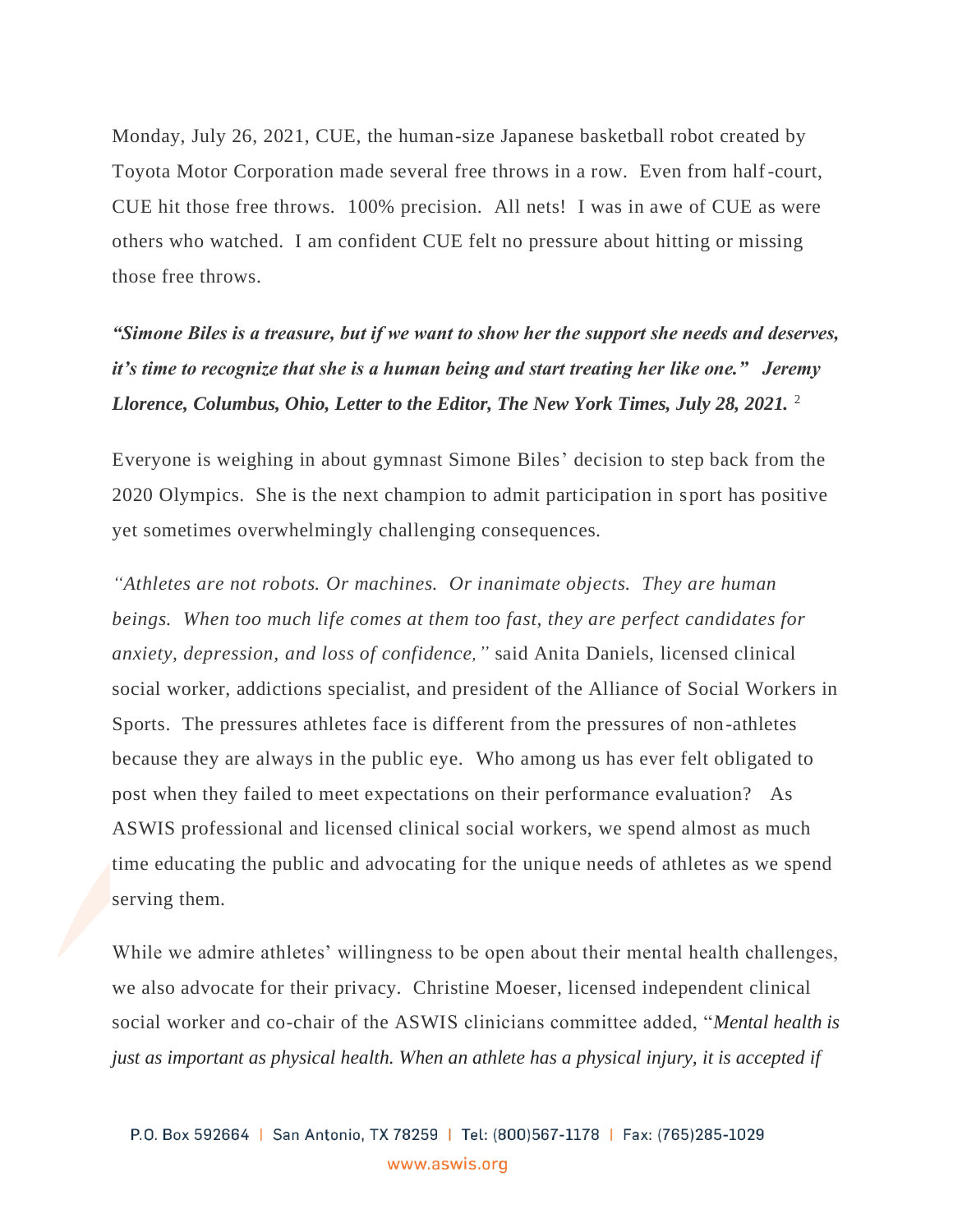Monday, July 26, 2021, CUE, the human-size Japanese basketball robot created by Toyota Motor Corporation made several free throws in a row. Even from half-court, CUE hit those free throws. 100% precision. All nets! I was in awe of CUE as were others who watched. I am confident CUE felt no pressure about hitting or missing those free throws.

***"Simone Biles is a treasure, but if we want to show her the support she needs and deserves, it's time to recognize that she is a human being and start treating her like one." Jeremy Llorence, Columbus, Ohio, Letter to the Editor, The New York Times, July 28, 2021.*** [2]

Everyone is weighing in about gymnast Simone Biles' decision to step back from the 2020 Olympics. She is the next champion to admit participation in sport has positive yet sometimes overwhelmingly challenging consequences.

*"Athletes are not robots. Or machines. Or inanimate objects. They are human beings. When too much life comes at them too fast, they are perfect candidates for anxiety, depression, and loss of confidence,"* said Anita Daniels, licensed clinical social worker, addictions specialist, and president of the Alliance of Social Workers in Sports. The pressures athletes face is different from the pressures of non-athletes because they are always in the public eye. Who among us has ever felt obligated to post when they failed to meet expectations on their performance evaluation? As ASWIS professional and licensed clinical social workers, we spend almost as much time educating the public and advocating for the unique needs of athletes as we spend serving them.

While we admire athletes' willingness to be open about their mental health challenges, we also advocate for their privacy. Christine Moeser, licensed independent clinical social worker and co-chair of the ASWIS clinicians committee added, "*Mental health is just as important as physical health. When an athlete has a physical injury, it is accepted if*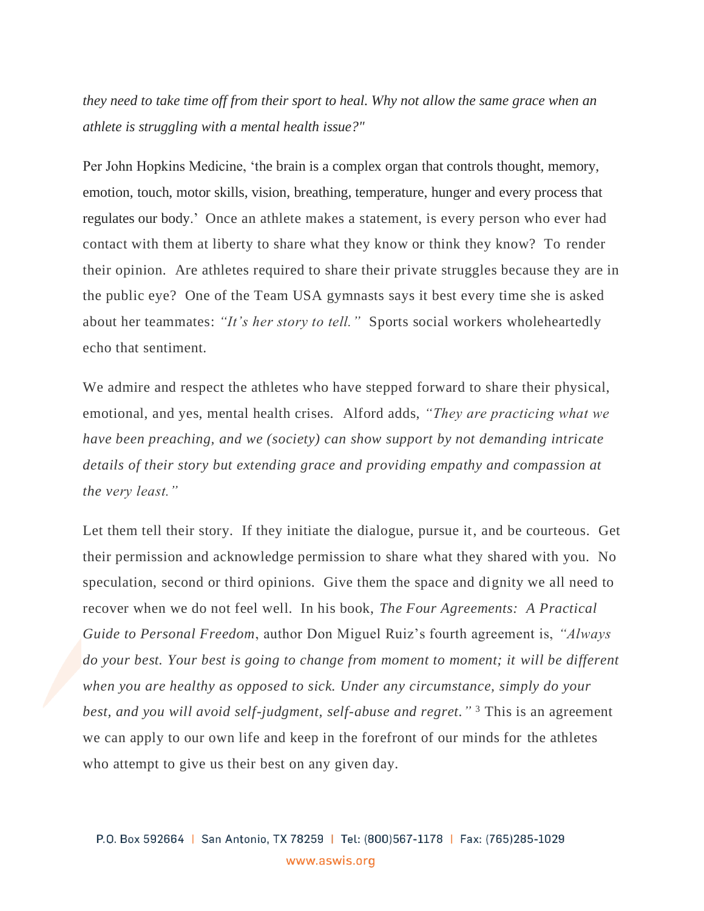*they need to take time off from their sport to heal. Why not allow the same grace when an athlete is struggling with a mental health issue?"*

Per John Hopkins Medicine, 'the brain is a complex organ that controls thought, memory, emotion, touch, motor skills, vision, breathing, temperature, hunger and every process that regulates our body.' Once an athlete makes a statement, is every person who ever had contact with them at liberty to share what they know or think they know? To render their opinion. Are athletes required to share their private struggles because they are in the public eye? One of the Team USA gymnasts says it best every time she is asked about her teammates: *"It's her story to tell."* Sports social workers wholeheartedly echo that sentiment.

We admire and respect the athletes who have stepped forward to share their physical, emotional, and yes, mental health crises. Alford adds, *"They are practicing what we have been preaching, and we (society) can show support by not demanding intricate details of their story but extending grace and providing empathy and compassion at the very least."*

Let them tell their story. If they initiate the dialogue, pursue it, and be courteous. Get their permission and acknowledge permission to share what they shared with you. No speculation, second or third opinions. Give them the space and dignity we all need to recover when we do not feel well. In his book, *The Four Agreements: A Practical Guide to Personal Freedom*, author Don Miguel Ruiz's fourth agreement is, *"Always do your best. Your best is going to change from moment to moment; it will be different when you are healthy as opposed to sick. Under any circumstance, simply do your best, and you will avoid self-judgment, self-abuse and regret."* [3] This is an agreement we can apply to our own life and keep in the forefront of our minds for the athletes who attempt to give us their best on any given day.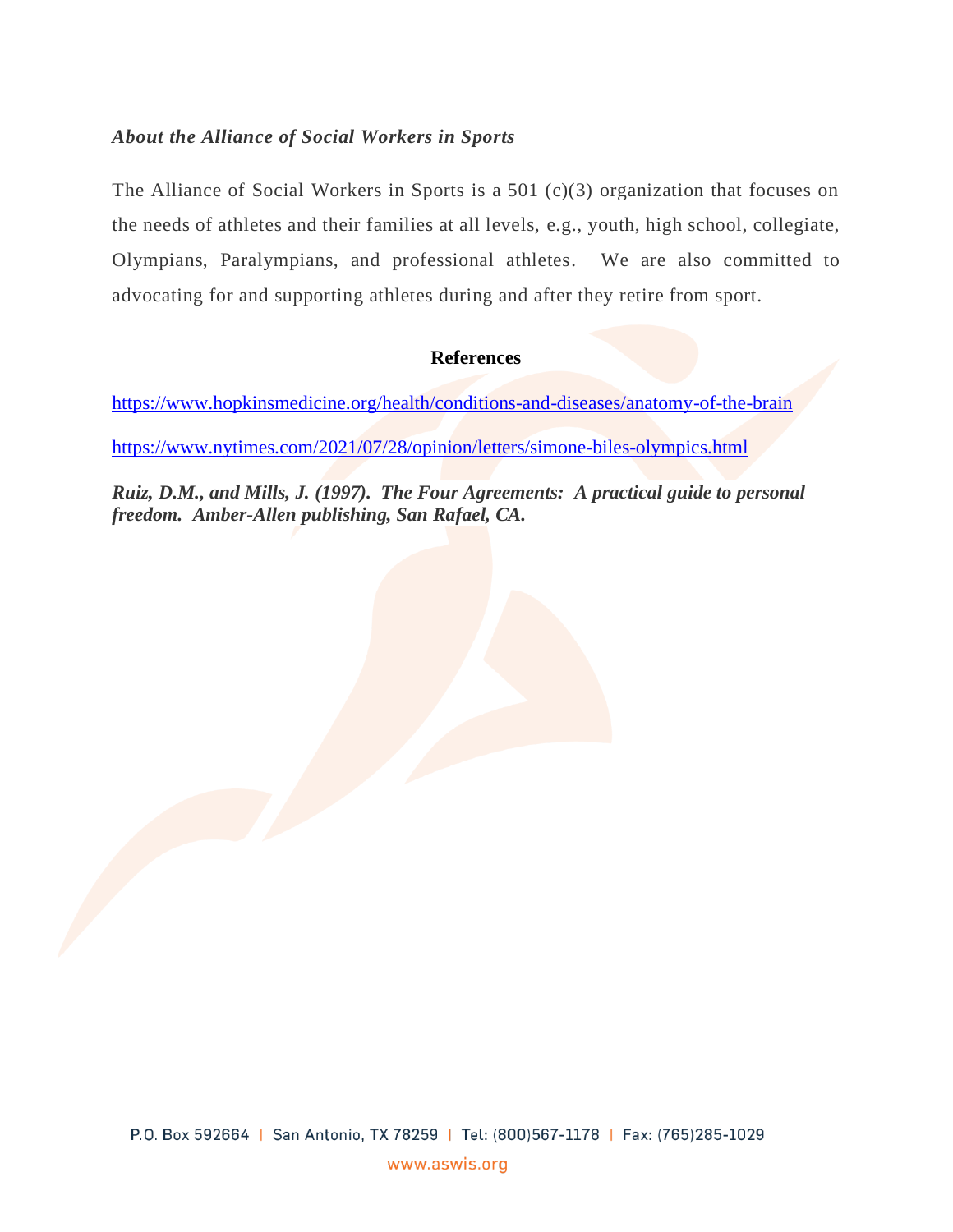### *About the Alliance of Social Workers in Sports*

The Alliance of Social Workers in Sports is a 501 (c)(3) organization that focuses on the needs of athletes and their families at all levels, e.g., youth, high school, collegiate, Olympians, Paralympians, and professional athletes. We are also committed to advocating for and supporting athletes during and after they retire from sport.

## References

https://www.hopkinsmedicine.org/health/conditions-and-diseases/anatomy-of-the-brain

https://www.nytimes.com/2021/07/28/opinion/letters/simone-biles-olympics.html

***Ruiz, D.M., and Mills, J. (1997). The Four Agreements: A practical guide to personal freedom. Amber-Allen publishing, San Rafael, CA.***

P.O. Box 592664 | San Antonio, TX 78259 | Tel: (800)567-1178 | Fax: (765)285-1029

www.aswis.org